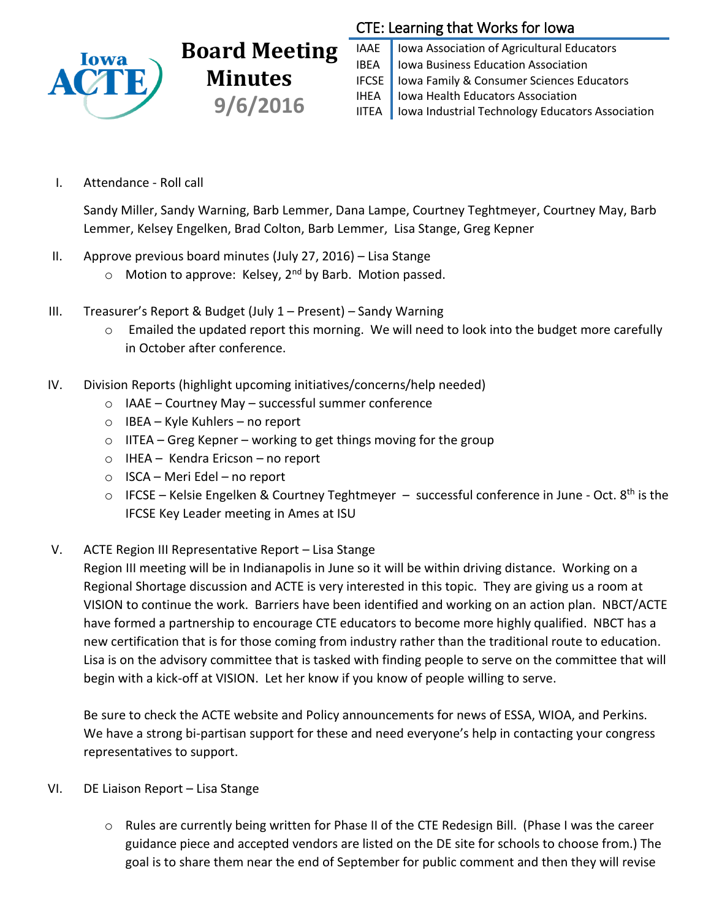Iowa ACTE

# Board Meeting Minutes
## 9/6/2016

**CTE: Learning that Works for Iowa**

| | |
|---|---|
| IAAE | Iowa Association of Agricultural Educators |
| IBEA | Iowa Business Education Association |
| IFCSE | Iowa Family & Consumer Sciences Educators |
| IHEA | Iowa Health Educators Association |
| IITEA | Iowa Industrial Technology Educators Association |

I. Attendance - Roll call

Sandy Miller, Sandy Warning, Barb Lemmer, Dana Lampe, Courtney Teghtmeyer, Courtney May, Barb Lemmer, Kelsey Engelken, Brad Colton, Barb Lemmer, Lisa Stange, Greg Kepner

II. Approve previous board minutes (July 27, 2016) – Lisa Stange
   - Motion to approve: Kelsey, 2nd by Barb. Motion passed.

III. Treasurer's Report & Budget (July 1 – Present) – Sandy Warning
   - Emailed the updated report this morning. We will need to look into the budget more carefully in October after conference.

IV. Division Reports (highlight upcoming initiatives/concerns/help needed)
   - IAAE – Courtney May – successful summer conference
   - IBEA – Kyle Kuhlers – no report
   - IITEA – Greg Kepner – working to get things moving for the group
   - IHEA – Kendra Ericson – no report
   - ISCA – Meri Edel – no report
   - IFCSE – Kelsie Engelken & Courtney Teghtmeyer – successful conference in June - Oct. 8th is the IFCSE Key Leader meeting in Ames at ISU

V. ACTE Region III Representative Report – Lisa Stange

Region III meeting will be in Indianapolis in June so it will be within driving distance. Working on a Regional Shortage discussion and ACTE is very interested in this topic. They are giving us a room at VISION to continue the work. Barriers have been identified and working on an action plan. NBCT/ACTE have formed a partnership to encourage CTE educators to become more highly qualified. NBCT has a new certification that is for those coming from industry rather than the traditional route to education. Lisa is on the advisory committee that is tasked with finding people to serve on the committee that will begin with a kick-off at VISION. Let her know if you know of people willing to serve.

Be sure to check the ACTE website and Policy announcements for news of ESSA, WIOA, and Perkins. We have a strong bi-partisan support for these and need everyone's help in contacting your congress representatives to support.

VI. DE Liaison Report – Lisa Stange
   - Rules are currently being written for Phase II of the CTE Redesign Bill. (Phase I was the career guidance piece and accepted vendors are listed on the DE site for schools to choose from.) The goal is to share them near the end of September for public comment and then they will revise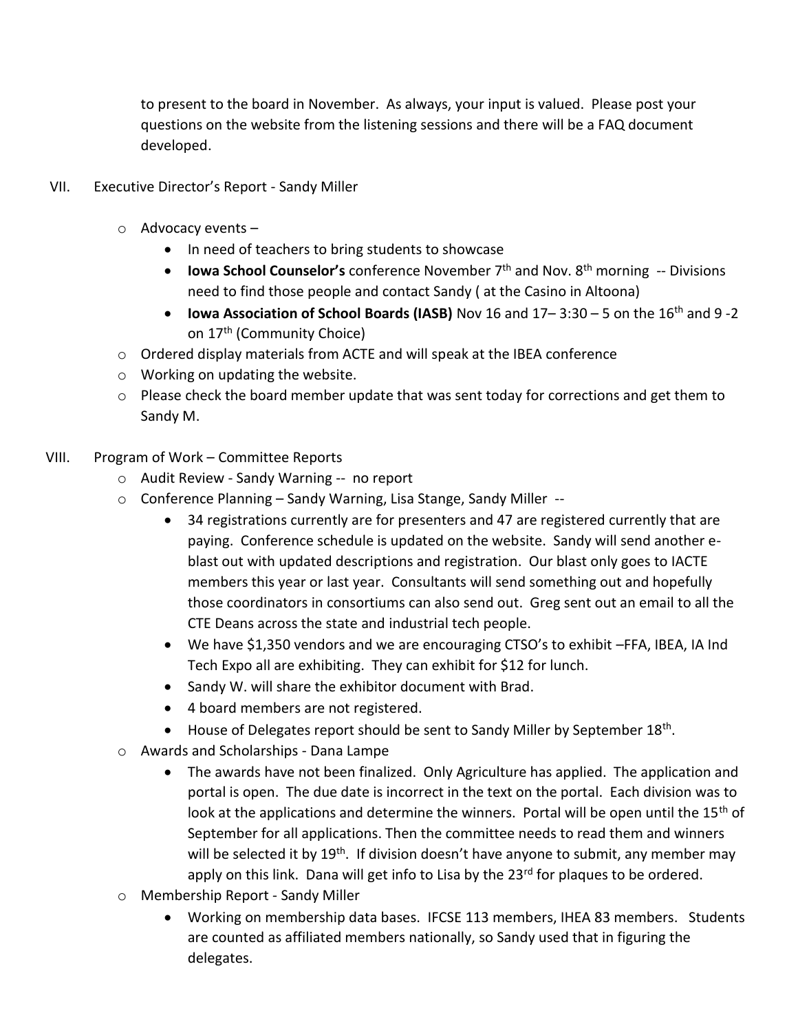to present to the board in November. As always, your input is valued. Please post your questions on the website from the listening sessions and there will be a FAQ document developed.

VII. Executive Director's Report - Sandy Miller

- Advocacy events –
  - In need of teachers to bring students to showcase
  - **Iowa School Counselor's** conference November 7th and Nov. 8th morning -- Divisions need to find those people and contact Sandy ( at the Casino in Altoona)
  - **Iowa Association of School Boards (IASB)** Nov 16 and 17– 3:30 – 5 on the 16th and 9 -2 on 17th (Community Choice)
- Ordered display materials from ACTE and will speak at the IBEA conference
- Working on updating the website.
- Please check the board member update that was sent today for corrections and get them to Sandy M.

VIII. Program of Work – Committee Reports

- Audit Review - Sandy Warning -- no report
- Conference Planning – Sandy Warning, Lisa Stange, Sandy Miller --
  - 34 registrations currently are for presenters and 47 are registered currently that are paying. Conference schedule is updated on the website. Sandy will send another e-blast out with updated descriptions and registration. Our blast only goes to IACTE members this year or last year. Consultants will send something out and hopefully those coordinators in consortiums can also send out. Greg sent out an email to all the CTE Deans across the state and industrial tech people.
  - We have $1,350 vendors and we are encouraging CTSO's to exhibit –FFA, IBEA, IA Ind Tech Expo all are exhibiting. They can exhibit for $12 for lunch.
  - Sandy W. will share the exhibitor document with Brad.
  - 4 board members are not registered.
  - House of Delegates report should be sent to Sandy Miller by September 18th.
- Awards and Scholarships - Dana Lampe
  - The awards have not been finalized. Only Agriculture has applied. The application and portal is open. The due date is incorrect in the text on the portal. Each division was to look at the applications and determine the winners. Portal will be open until the 15th of September for all applications. Then the committee needs to read them and winners will be selected it by 19th. If division doesn't have anyone to submit, any member may apply on this link. Dana will get info to Lisa by the 23rd for plaques to be ordered.
- Membership Report - Sandy Miller
  - Working on membership data bases. IFCSE 113 members, IHEA 83 members. Students are counted as affiliated members nationally, so Sandy used that in figuring the delegates.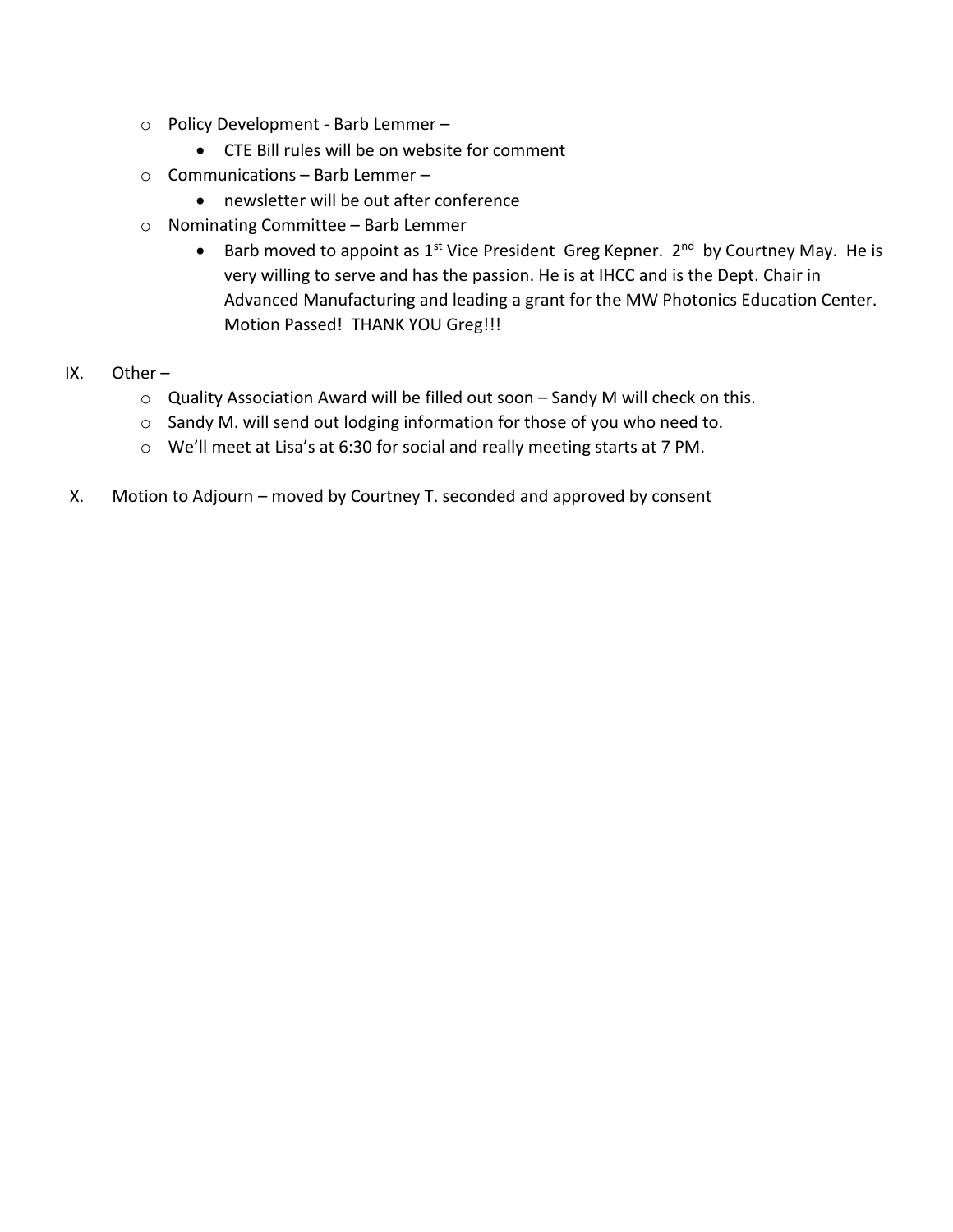- Policy Development - Barb Lemmer –
  - CTE Bill rules will be on website for comment
- Communications – Barb Lemmer –
  - newsletter will be out after conference
- Nominating Committee – Barb Lemmer
  - Barb moved to appoint as 1st Vice President Greg Kepner. 2nd by Courtney May. He is very willing to serve and has the passion. He is at IHCC and is the Dept. Chair in Advanced Manufacturing and leading a grant for the MW Photonics Education Center. Motion Passed! THANK YOU Greg!!!

IX. Other –
- Quality Association Award will be filled out soon – Sandy M will check on this.
- Sandy M. will send out lodging information for those of you who need to.
- We'll meet at Lisa's at 6:30 for social and really meeting starts at 7 PM.

X. Motion to Adjourn – moved by Courtney T. seconded and approved by consent